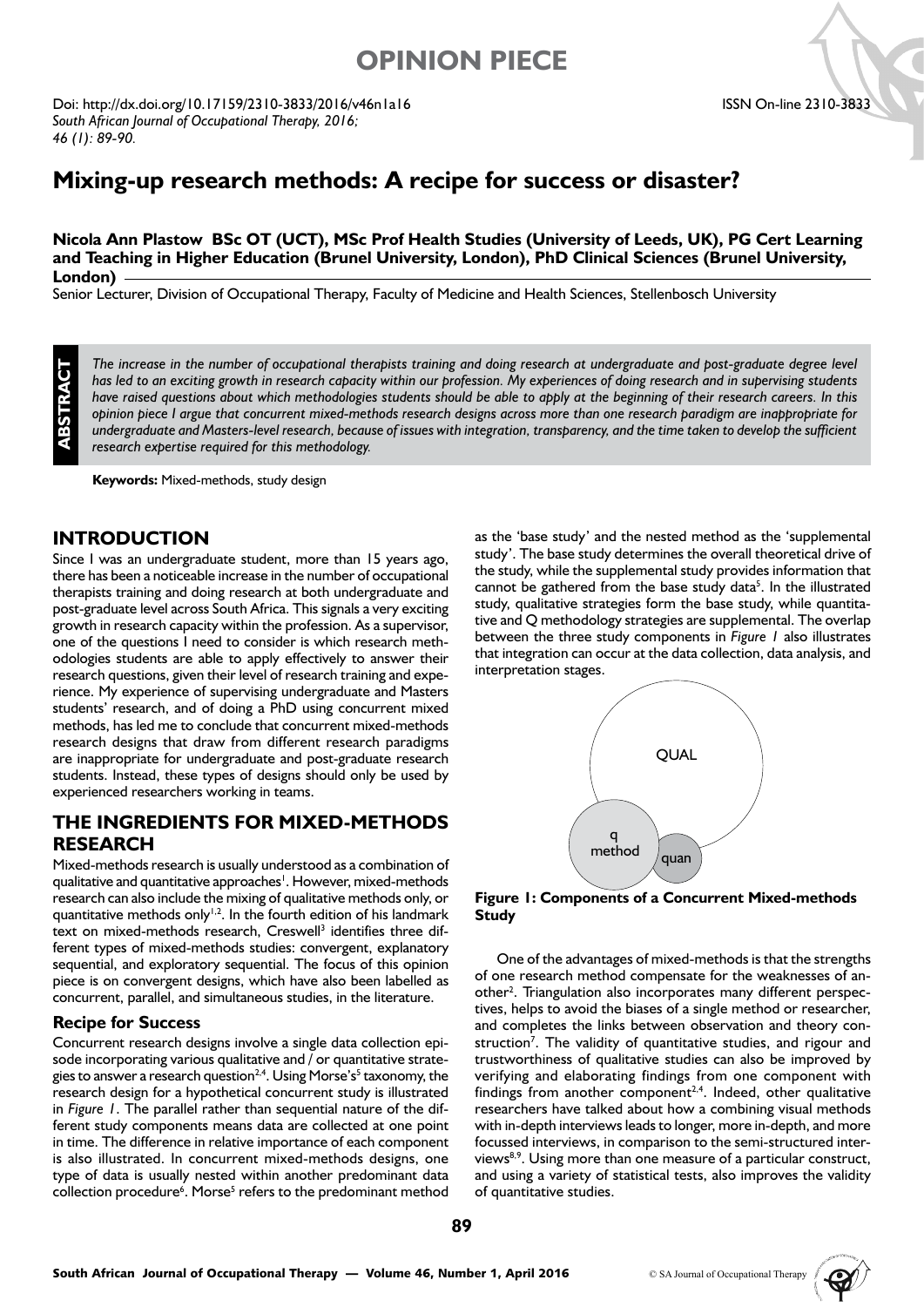OPINION PIECE

Doi: http://dx.doi.org/10.17159/2310-3833/2016/v46n1a16
*South African Journal of Occupational Therapy, 2016; 46 (1): 89-90.*

ISSN On-line 2310-3833

# Mixing-up research methods: A recipe for success or disaster?

**Nicola Ann Plastow BSc OT (UCT), MSc Prof Health Studies (University of Leeds, UK), PG Cert Learning and Teaching in Higher Education (Brunel University, London), PhD Clinical Sciences (Brunel University, London)**

Senior Lecturer, Division of Occupational Therapy, Faculty of Medicine and Health Sciences, Stellenbosch University

**ABSTRACT**

*The increase in the number of occupational therapists training and doing research at undergraduate and post-graduate degree level has led to an exciting growth in research capacity within our profession. My experiences of doing research and in supervising students have raised questions about which methodologies students should be able to apply at the beginning of their research careers. In this opinion piece I argue that concurrent mixed-methods research designs across more than one research paradigm are inappropriate for undergraduate and Masters-level research, because of issues with integration, transparency, and the time taken to develop the sufficient research expertise required for this methodology.*

**Keywords:** Mixed-methods, study design

## INTRODUCTION

Since I was an undergraduate student, more than 15 years ago, there has been a noticeable increase in the number of occupational therapists training and doing research at both undergraduate and post-graduate level across South Africa. This signals a very exciting growth in research capacity within the profession. As a supervisor, one of the questions I need to consider is which research methodologies students are able to apply effectively to answer their research questions, given their level of research training and experience. My experience of supervising undergraduate and Masters students' research, and of doing a PhD using concurrent mixed methods, has led me to conclude that concurrent mixed-methods research designs that draw from different research paradigms are inappropriate for undergraduate and post-graduate research students. Instead, these types of designs should only be used by experienced researchers working in teams.

## THE INGREDIENTS FOR MIXED-METHODS RESEARCH

Mixed-methods research is usually understood as a combination of qualitative and quantitative approaches[1]. However, mixed-methods research can also include the mixing of qualitative methods only, or quantitative methods only[1,2]. In the fourth edition of his landmark text on mixed-methods research, Creswell[3] identifies three different types of mixed-methods studies: convergent, explanatory sequential, and exploratory sequential. The focus of this opinion piece is on convergent designs, which have also been labelled as concurrent, parallel, and simultaneous studies, in the literature.

### Recipe for Success

Concurrent research designs involve a single data collection episode incorporating various qualitative and / or quantitative strategies to answer a research question[2,4]. Using Morse's[5] taxonomy, the research design for a hypothetical concurrent study is illustrated in *Figure 1*. The parallel rather than sequential nature of the different study components means data are collected at one point in time. The difference in relative importance of each component is also illustrated. In concurrent mixed-methods designs, one type of data is usually nested within another predominant data collection procedure[6]. Morse[5] refers to the predominant method as the 'base study' and the nested method as the 'supplemental study'. The base study determines the overall theoretical drive of the study, while the supplemental study provides information that cannot be gathered from the base study data[5]. In the illustrated study, qualitative strategies form the base study, while quantitative and Q methodology strategies are supplemental. The overlap between the three study components in *Figure 1* also illustrates that integration can occur at the data collection, data analysis, and interpretation stages.

QUAL

q method

quan

**Figure 1: Components of a Concurrent Mixed-methods Study**

One of the advantages of mixed-methods is that the strengths of one research method compensate for the weaknesses of another[2]. Triangulation also incorporates many different perspectives, helps to avoid the biases of a single method or researcher, and completes the links between observation and theory construction[7]. The validity of quantitative studies, and rigour and trustworthiness of qualitative studies can also be improved by verifying and elaborating findings from one component with findings from another component[2,4]. Indeed, other qualitative researchers have talked about how a combining visual methods with in-depth interviews leads to longer, more in-depth, and more focussed interviews, in comparison to the semi-structured interviews[8,9]. Using more than one measure of a particular construct, and using a variety of statistical tests, also improves the validity of quantitative studies.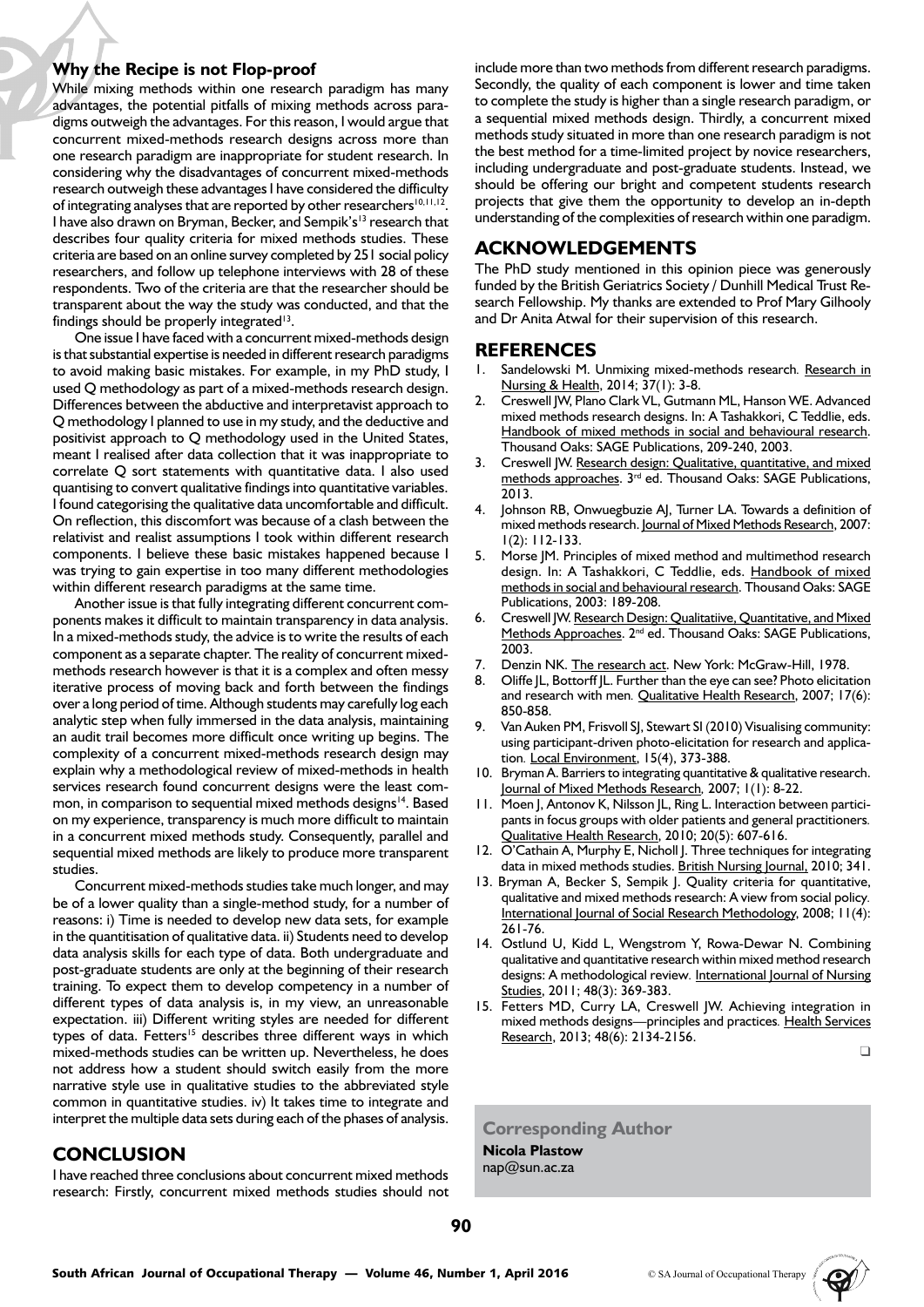## Why the Recipe is not Flop-proof

While mixing methods within one research paradigm has many advantages, the potential pitfalls of mixing methods across paradigms outweigh the advantages. For this reason, I would argue that concurrent mixed-methods research designs across more than one research paradigm are inappropriate for student research. In considering why the disadvantages of concurrent mixed-methods research outweigh these advantages I have considered the difficulty of integrating analyses that are reported by other researchers[10,11,12]. I have also drawn on Bryman, Becker, and Sempik's[13] research that describes four quality criteria for mixed methods studies. These criteria are based on an online survey completed by 251 social policy researchers, and follow up telephone interviews with 28 of these respondents. Two of the criteria are that the researcher should be transparent about the way the study was conducted, and that the findings should be properly integrated[13].

One issue I have faced with a concurrent mixed-methods design is that substantial expertise is needed in different research paradigms to avoid making basic mistakes. For example, in my PhD study, I used Q methodology as part of a mixed-methods research design. Differences between the abductive and interpretavist approach to Q methodology I planned to use in my study, and the deductive and positivist approach to Q methodology used in the United States, meant I realised after data collection that it was inappropriate to correlate Q sort statements with quantitative data. I also used quantising to convert qualitative findings into quantitative variables. I found categorising the qualitative data uncomfortable and difficult. On reflection, this discomfort was because of a clash between the relativist and realist assumptions I took within different research components. I believe these basic mistakes happened because I was trying to gain expertise in too many different methodologies within different research paradigms at the same time.

Another issue is that fully integrating different concurrent components makes it difficult to maintain transparency in data analysis. In a mixed-methods study, the advice is to write the results of each component as a separate chapter. The reality of concurrent mixed-methods research however is that it is a complex and often messy iterative process of moving back and forth between the findings over a long period of time. Although students may carefully log each analytic step when fully immersed in the data analysis, maintaining an audit trail becomes more difficult once writing up begins. The complexity of a concurrent mixed-methods research design may explain why a methodological review of mixed-methods in health services research found concurrent designs were the least common, in comparison to sequential mixed methods designs[14]. Based on my experience, transparency is much more difficult to maintain in a concurrent mixed methods study. Consequently, parallel and sequential mixed methods are likely to produce more transparent studies.

Concurrent mixed-methods studies take much longer, and may be of a lower quality than a single-method study, for a number of reasons: i) Time is needed to develop new data sets, for example in the quantitisation of qualitative data. ii) Students need to develop data analysis skills for each type of data. Both undergraduate and post-graduate students are only at the beginning of their research training. To expect them to develop competency in a number of different types of data analysis is, in my view, an unreasonable expectation. iii) Different writing styles are needed for different types of data. Fetters[15] describes three different ways in which mixed-methods studies can be written up. Nevertheless, he does not address how a student should switch easily from the more narrative style use in qualitative studies to the abbreviated style common in quantitative studies. iv) It takes time to integrate and interpret the multiple data sets during each of the phases of analysis.

## CONCLUSION

I have reached three conclusions about concurrent mixed methods research: Firstly, concurrent mixed methods studies should not include more than two methods from different research paradigms. Secondly, the quality of each component is lower and time taken to complete the study is higher than a single research paradigm, or a sequential mixed methods design. Thirdly, a concurrent mixed methods study situated in more than one research paradigm is not the best method for a time-limited project by novice researchers, including undergraduate and post-graduate students. Instead, we should be offering our bright and competent students research projects that give them the opportunity to develop an in-depth understanding of the complexities of research within one paradigm.

## ACKNOWLEDGEMENTS

The PhD study mentioned in this opinion piece was generously funded by the British Geriatrics Society / Dunhill Medical Trust Research Fellowship. My thanks are extended to Prof Mary Gilhooly and Dr Anita Atwal for their supervision of this research.

## REFERENCES

1. Sandelowski M. Unmixing mixed-methods research. Research in Nursing & Health, 2014; 37(1): 3-8.
2. Creswell JW, Plano Clark VL, Gutmann ML, Hanson WE. Advanced mixed methods research designs. In: A Tashakkori, C Teddlie, eds. Handbook of mixed methods in social and behavioural research. Thousand Oaks: SAGE Publications, 209-240, 2003.
3. Creswell JW. Research design: Qualitative, quantitative, and mixed methods approaches. 3rd ed. Thousand Oaks: SAGE Publications, 2013.
4. Johnson RB, Onwuegbuzie AJ, Turner LA. Towards a definition of mixed methods research. Journal of Mixed Methods Research, 2007: 1(2): 112-133.
5. Morse JM. Principles of mixed method and multimethod research design. In: A Tashakkori, C Teddlie, eds. Handbook of mixed methods in social and behavioural research. Thousand Oaks: SAGE Publications, 2003: 189-208.
6. Creswell JW. Research Design: Qualitatiive, Quantitative, and Mixed Methods Approaches. 2nd ed. Thousand Oaks: SAGE Publications, 2003.
7. Denzin NK. The research act. New York: McGraw-Hill, 1978.
8. Oliffe JL, Bottorff JL. Further than the eye can see? Photo elicitation and research with men. Qualitative Health Research, 2007; 17(6): 850-858.
9. Van Auken PM, Frisvoll SJ, Stewart SI (2010) Visualising community: using participant-driven photo-elicitation for research and application. Local Environment, 15(4), 373-388.
10. Bryman A. Barriers to integrating quantitative & qualitative research. Journal of Mixed Methods Research, 2007; 1(1): 8-22.
11. Moen J, Antonov K, Nilsson JL, Ring L. Interaction between participants in focus groups with older patients and general practitioners. Qualitative Health Research, 2010; 20(5): 607-616.
12. O'Cathain A, Murphy E, Nicholl J. Three techniques for integrating data in mixed methods studies. British Nursing Journal, 2010; 341.
13. Bryman A, Becker S, Sempik J. Quality criteria for quantitative, qualitative and mixed methods research: A view from social policy. International Journal of Social Research Methodology, 2008; 11(4): 261-76.
14. Ostlund U, Kidd L, Wengstrom Y, Rowa-Dewar N. Combining qualitative and quantitative research within mixed method research designs: A methodological review. International Journal of Nursing Studies, 2011; 48(3): 369-383.
15. Fetters MD, Curry LA, Creswell JW. Achieving integration in mixed methods designs—principles and practices. Health Services Research, 2013; 48(6): 2134-2156.

**Corresponding Author**

**Nicola Plastow**

nap@sun.ac.za